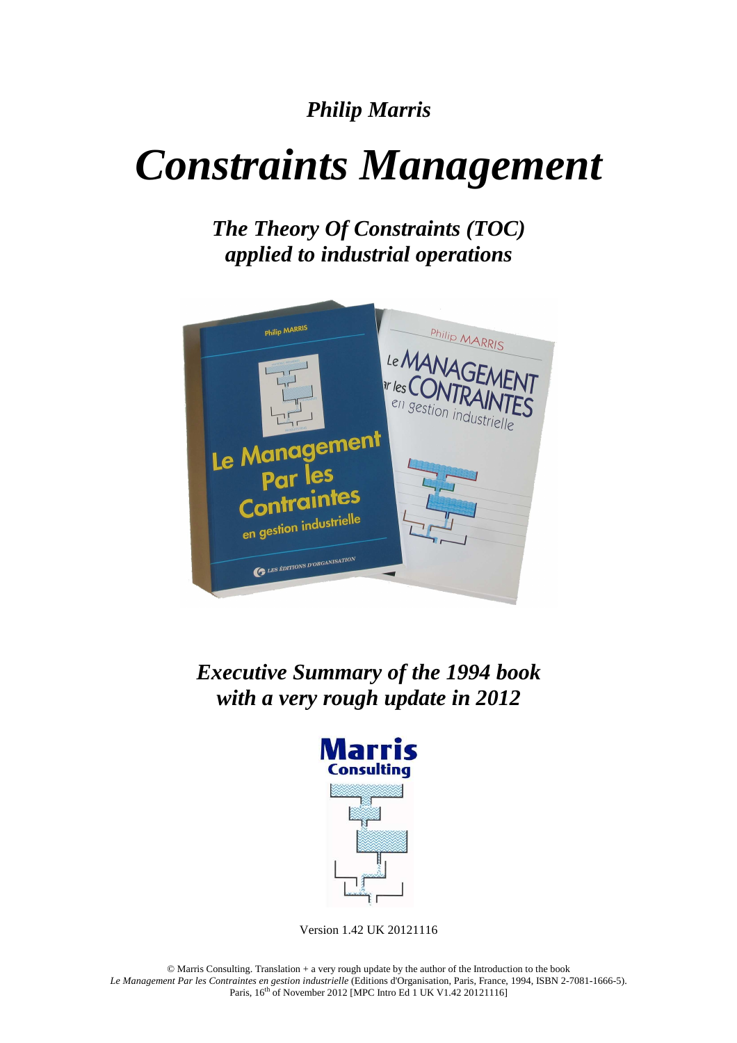*Philip Marris*

# *Constraints Management*

## *The Theory Of Constraints (TOC) applied to industrial operations*

## *Executive Summary of the 1994 book with a very rough update in 2012*

Version 1.42 UK 20121116

© Marris Consulting. Translation + a very rough update by the author of the Introduction to the book *Le Management Par les Contraintes en gestion industrielle* (Editions d'Organisation, Paris, France, 1994, ISBN 2-7081-1666-5). Paris, 16th of November 2012 [MPC Intro Ed 1 UK V1.42 20121116]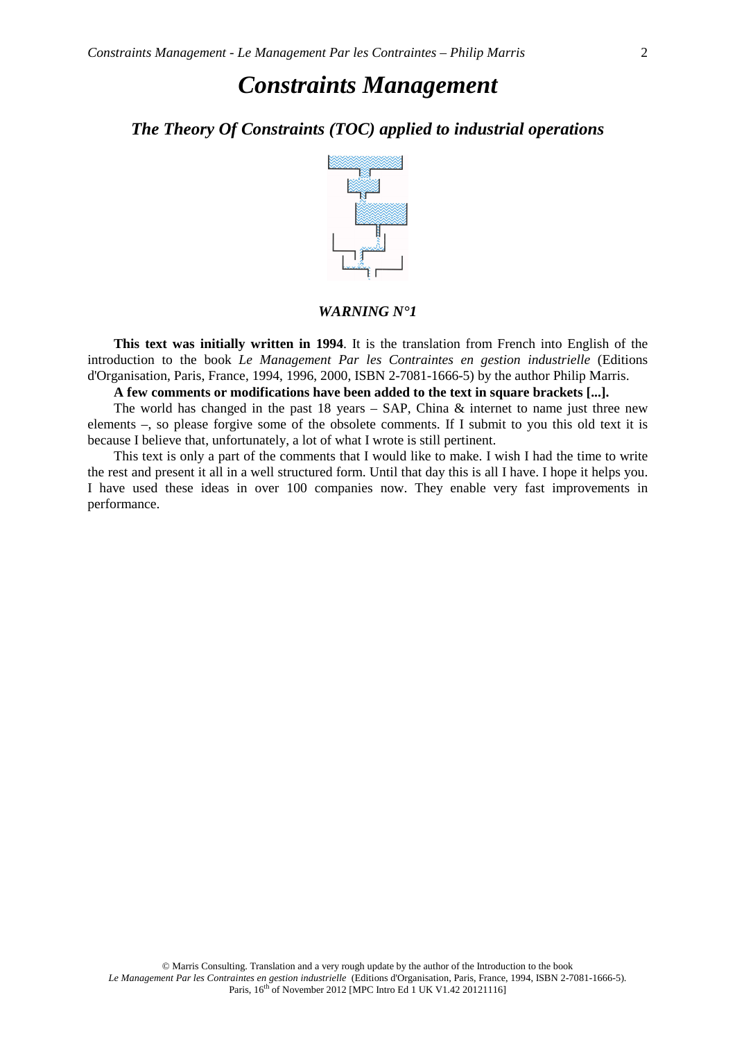# Constraints Management

## *The Theory Of Constraints (TOC) applied to industrial operations*

***WARNING N°1***

**This text was initially written in 1994**. It is the translation from French into English of the introduction to the book *Le Management Par les Contraintes en gestion industrielle* (Editions d'Organisation, Paris, France, 1994, 1996, 2000, ISBN 2-7081-1666-5) by the author Philip Marris.

**A few comments or modifications have been added to the text in square brackets [...].**

The world has changed in the past 18 years – SAP, China & internet to name just three new elements –, so please forgive some of the obsolete comments. If I submit to you this old text it is because I believe that, unfortunately, a lot of what I wrote is still pertinent.

This text is only a part of the comments that I would like to make. I wish I had the time to write the rest and present it all in a well structured form. Until that day this is all I have. I hope it helps you. I have used these ideas in over 100 companies now. They enable very fast improvements in performance.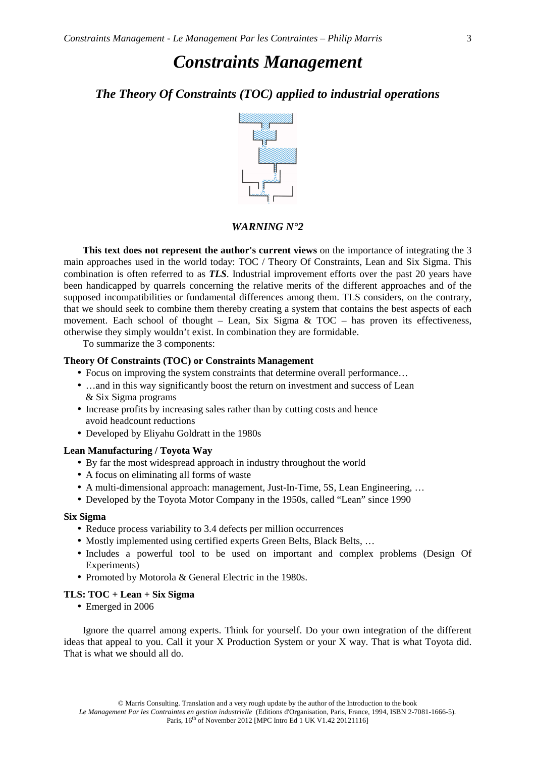# *Constraints Management*

## *The Theory Of Constraints (TOC) applied to industrial operations*

### *WARNING N°2*

**This text does not represent the author's current views** on the importance of integrating the 3 main approaches used in the world today: TOC / Theory Of Constraints, Lean and Six Sigma. This combination is often referred to as ***TLS***. Industrial improvement efforts over the past 20 years have been handicapped by quarrels concerning the relative merits of the different approaches and of the supposed incompatibilities or fundamental differences among them. TLS considers, on the contrary, that we should seek to combine them thereby creating a system that contains the best aspects of each movement. Each school of thought – Lean, Six Sigma & TOC – has proven its effectiveness, otherwise they simply wouldn't exist. In combination they are formidable.

To summarize the 3 components:

**Theory Of Constraints (TOC) or Constraints Management**

- Focus on improving the system constraints that determine overall performance…
- …and in this way significantly boost the return on investment and success of Lean & Six Sigma programs
- Increase profits by increasing sales rather than by cutting costs and hence avoid headcount reductions
- Developed by Eliyahu Goldratt in the 1980s

**Lean Manufacturing / Toyota Way**

- By far the most widespread approach in industry throughout the world
- A focus on eliminating all forms of waste
- A multi-dimensional approach: management, Just-In-Time, 5S, Lean Engineering, …
- Developed by the Toyota Motor Company in the 1950s, called "Lean" since 1990

**Six Sigma**

- Reduce process variability to 3.4 defects per million occurrences
- Mostly implemented using certified experts Green Belts, Black Belts, …
- Includes a powerful tool to be used on important and complex problems (Design Of Experiments)
- Promoted by Motorola & General Electric in the 1980s.

**TLS: TOC + Lean + Six Sigma**

- Emerged in 2006

Ignore the quarrel among experts. Think for yourself. Do your own integration of the different ideas that appeal to you. Call it your X Production System or your X way. That is what Toyota did. That is what we should all do.

© Marris Consulting. Translation and a very rough update by the author of the Introduction to the book *Le Management Par les Contraintes en gestion industrielle* (Editions d'Organisation, Paris, France, 1994, ISBN 2-7081-1666-5).
Paris, 16th of November 2012 [MPC Intro Ed 1 UK V1.42 20121116]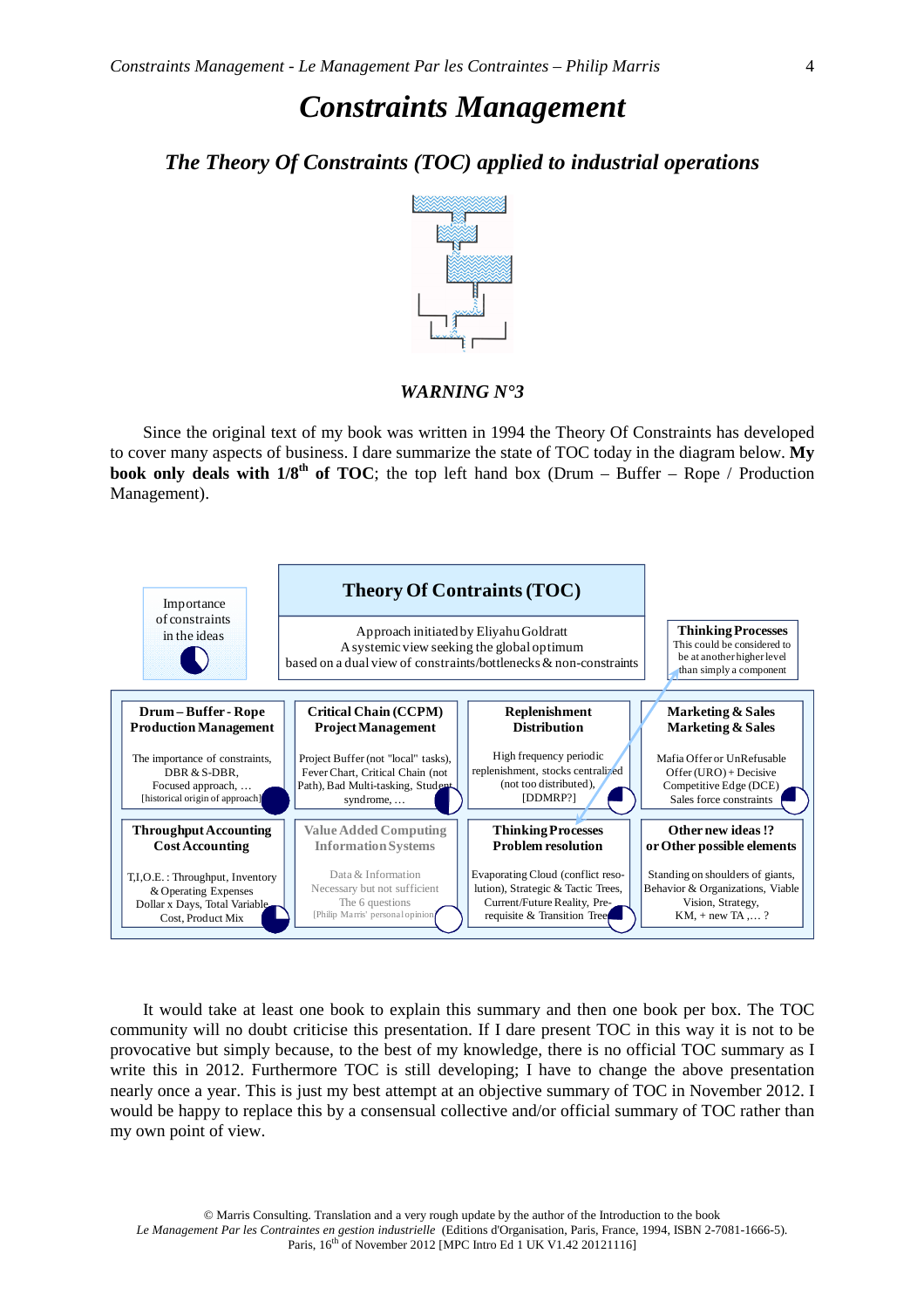# Constraints Management

## The Theory Of Constraints (TOC) applied to industrial operations

### WARNING N°3

Since the original text of my book was written in 1994 the Theory Of Constraints has developed to cover many aspects of business. I dare summarize the state of TOC today in the diagram below. **My book only deals with 1/8th of TOC**; the top left hand box (Drum – Buffer – Rope / Production Management).

Importance of constraints in the ideas

**Theory Of Contraints (TOC)**

Approach initiated by Eliyahu Goldratt
A systemic view seeking the global optimum
based on a dual view of constraints/bottlenecks & non-constraints

**Thinking Processes**
This could be considered to be at another higher level than simply a component

| **Drum – Buffer - Rope Production Management** | **Critical Chain (CCPM) Project Management** | **Replenishment Distribution** | **Marketing & Sales Marketing & Sales** |
| --- | --- | --- | --- |
| The importance of constraints, DBR & S-DBR, Focused approach, … [historical origin of approach] | Project Buffer (not "local" tasks), Fever Chart, Critical Chain (not Path), Bad Multi-tasking, Student syndrome, … | High frequency periodic replenishment, stocks centralized (not too distributed), [DDMRP?] | Mafia Offer or UnRefusable Offer (URO) + Decisive Competitive Edge (DCE) Sales force constraints |
| **Throughput Accounting Cost Accounting** | **Value Added Computing Information Systems** | **Thinking Processes Problem resolution** | **Other new ideas !? or Other possible elements** |
| T,I,O.E. : Throughput, Inventory & Operating Expenses Dollar x Days, Total Variable Cost, Product Mix | Data & Information Necessary but not sufficient The 6 questions [Philip Marris' personal opinion] | Evaporating Cloud (conflict resolution), Strategic & Tactic Trees, Current/Future Reality, Pre-requisite & Transition Tree | Standing on shoulders of giants, Behavior & Organizations, Viable Vision, Strategy, KM, + new TA ,… ? |

It would take at least one book to explain this summary and then one book per box. The TOC community will no doubt criticise this presentation. If I dare present TOC in this way it is not to be provocative but simply because, to the best of my knowledge, there is no official TOC summary as I write this in 2012. Furthermore TOC is still developing; I have to change the above presentation nearly once a year. This is just my best attempt at an objective summary of TOC in November 2012. I would be happy to replace this by a consensual collective and/or official summary of TOC rather than my own point of view.

© Marris Consulting. Translation and a very rough update by the author of the Introduction to the book *Le Management Par les Contraintes en gestion industrielle* (Editions d'Organisation, Paris, France, 1994, ISBN 2-7081-1666-5).
Paris, 16th of November 2012 [MPC Intro Ed 1 UK V1.42 20121116]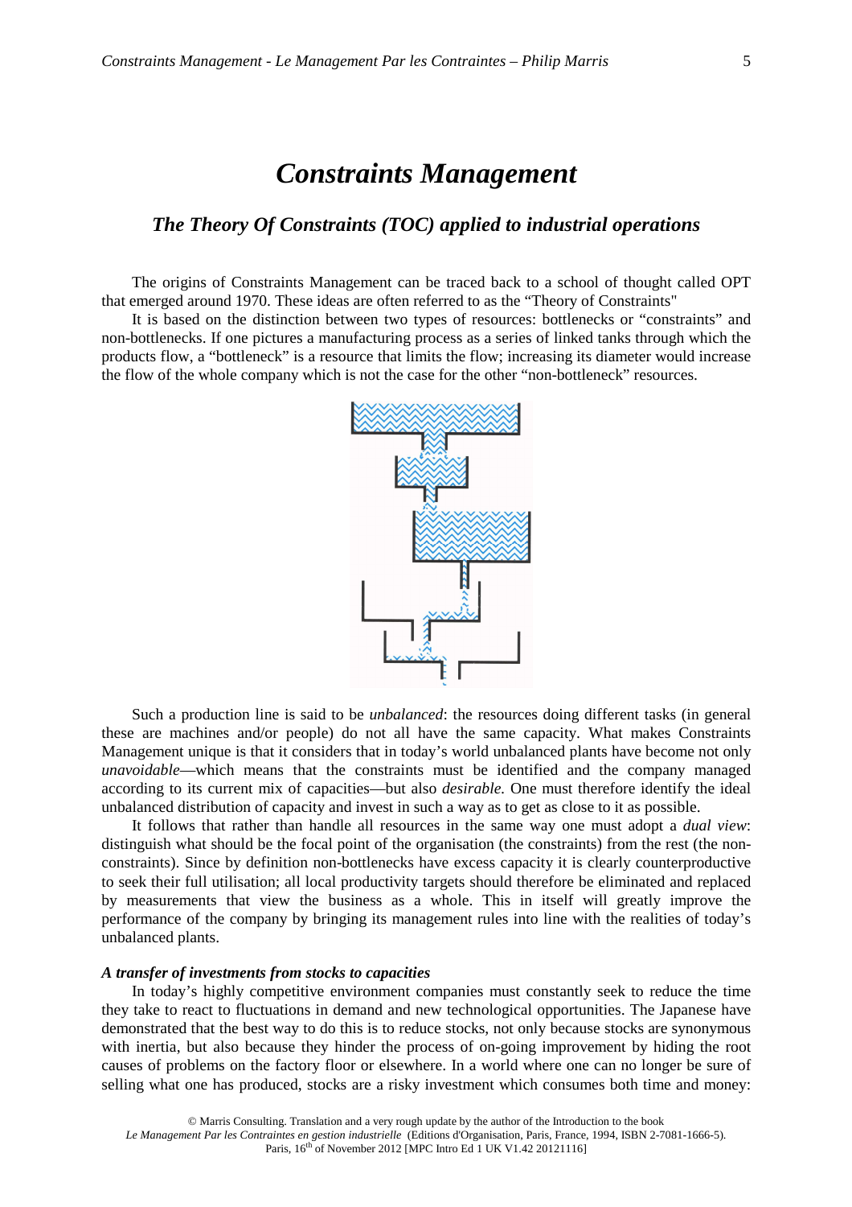# *Constraints Management*

## *The Theory Of Constraints (TOC) applied to industrial operations*

The origins of Constraints Management can be traced back to a school of thought called OPT that emerged around 1970. These ideas are often referred to as the "Theory of Constraints"

It is based on the distinction between two types of resources: bottlenecks or "constraints" and non-bottlenecks. If one pictures a manufacturing process as a series of linked tanks through which the products flow, a "bottleneck" is a resource that limits the flow; increasing its diameter would increase the flow of the whole company which is not the case for the other "non-bottleneck" resources.

Such a production line is said to be *unbalanced*: the resources doing different tasks (in general these are machines and/or people) do not all have the same capacity. What makes Constraints Management unique is that it considers that in today's world unbalanced plants have become not only *unavoidable*—which means that the constraints must be identified and the company managed according to its current mix of capacities—but also *desirable*. One must therefore identify the ideal unbalanced distribution of capacity and invest in such a way as to get as close to it as possible.

It follows that rather than handle all resources in the same way one must adopt a *dual view*: distinguish what should be the focal point of the organisation (the constraints) from the rest (the non-constraints). Since by definition non-bottlenecks have excess capacity it is clearly counterproductive to seek their full utilisation; all local productivity targets should therefore be eliminated and replaced by measurements that view the business as a whole. This in itself will greatly improve the performance of the company by bringing its management rules into line with the realities of today's unbalanced plants.

#### *A transfer of investments from stocks to capacities*

In today's highly competitive environment companies must constantly seek to reduce the time they take to react to fluctuations in demand and new technological opportunities. The Japanese have demonstrated that the best way to do this is to reduce stocks, not only because stocks are synonymous with inertia, but also because they hinder the process of on-going improvement by hiding the root causes of problems on the factory floor or elsewhere. In a world where one can no longer be sure of selling what one has produced, stocks are a risky investment which consumes both time and money: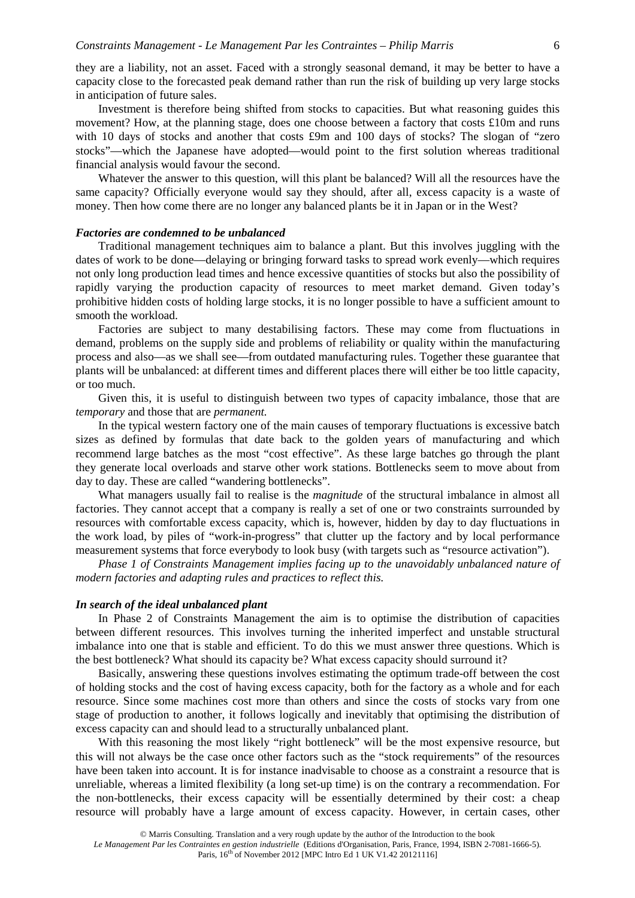they are a liability, not an asset. Faced with a strongly seasonal demand, it may be better to have a capacity close to the forecasted peak demand rather than run the risk of building up very large stocks in anticipation of future sales.

Investment is therefore being shifted from stocks to capacities. But what reasoning guides this movement? How, at the planning stage, does one choose between a factory that costs £10m and runs with 10 days of stocks and another that costs £9m and 100 days of stocks? The slogan of "zero stocks"—which the Japanese have adopted—would point to the first solution whereas traditional financial analysis would favour the second.

Whatever the answer to this question, will this plant be balanced? Will all the resources have the same capacity? Officially everyone would say they should, after all, excess capacity is a waste of money. Then how come there are no longer any balanced plants be it in Japan or in the West?

### *Factories are condemned to be unbalanced*

Traditional management techniques aim to balance a plant. But this involves juggling with the dates of work to be done—delaying or bringing forward tasks to spread work evenly—which requires not only long production lead times and hence excessive quantities of stocks but also the possibility of rapidly varying the production capacity of resources to meet market demand. Given today's prohibitive hidden costs of holding large stocks, it is no longer possible to have a sufficient amount to smooth the workload.

Factories are subject to many destabilising factors. These may come from fluctuations in demand, problems on the supply side and problems of reliability or quality within the manufacturing process and also—as we shall see—from outdated manufacturing rules. Together these guarantee that plants will be unbalanced: at different times and different places there will either be too little capacity, or too much.

Given this, it is useful to distinguish between two types of capacity imbalance, those that are *temporary* and those that are *permanent.*

In the typical western factory one of the main causes of temporary fluctuations is excessive batch sizes as defined by formulas that date back to the golden years of manufacturing and which recommend large batches as the most "cost effective". As these large batches go through the plant they generate local overloads and starve other work stations. Bottlenecks seem to move about from day to day. These are called "wandering bottlenecks".

What managers usually fail to realise is the *magnitude* of the structural imbalance in almost all factories. They cannot accept that a company is really a set of one or two constraints surrounded by resources with comfortable excess capacity, which is, however, hidden by day to day fluctuations in the work load, by piles of "work-in-progress" that clutter up the factory and by local performance measurement systems that force everybody to look busy (with targets such as "resource activation").

*Phase 1 of Constraints Management implies facing up to the unavoidably unbalanced nature of modern factories and adapting rules and practices to reflect this.*

### *In search of the ideal unbalanced plant*

In Phase 2 of Constraints Management the aim is to optimise the distribution of capacities between different resources. This involves turning the inherited imperfect and unstable structural imbalance into one that is stable and efficient. To do this we must answer three questions. Which is the best bottleneck? What should its capacity be? What excess capacity should surround it?

Basically, answering these questions involves estimating the optimum trade-off between the cost of holding stocks and the cost of having excess capacity, both for the factory as a whole and for each resource. Since some machines cost more than others and since the costs of stocks vary from one stage of production to another, it follows logically and inevitably that optimising the distribution of excess capacity can and should lead to a structurally unbalanced plant.

With this reasoning the most likely "right bottleneck" will be the most expensive resource, but this will not always be the case once other factors such as the "stock requirements" of the resources have been taken into account. It is for instance inadvisable to choose as a constraint a resource that is unreliable, whereas a limited flexibility (a long set-up time) is on the contrary a recommendation. For the non-bottlenecks, their excess capacity will be essentially determined by their cost: a cheap resource will probably have a large amount of excess capacity. However, in certain cases, other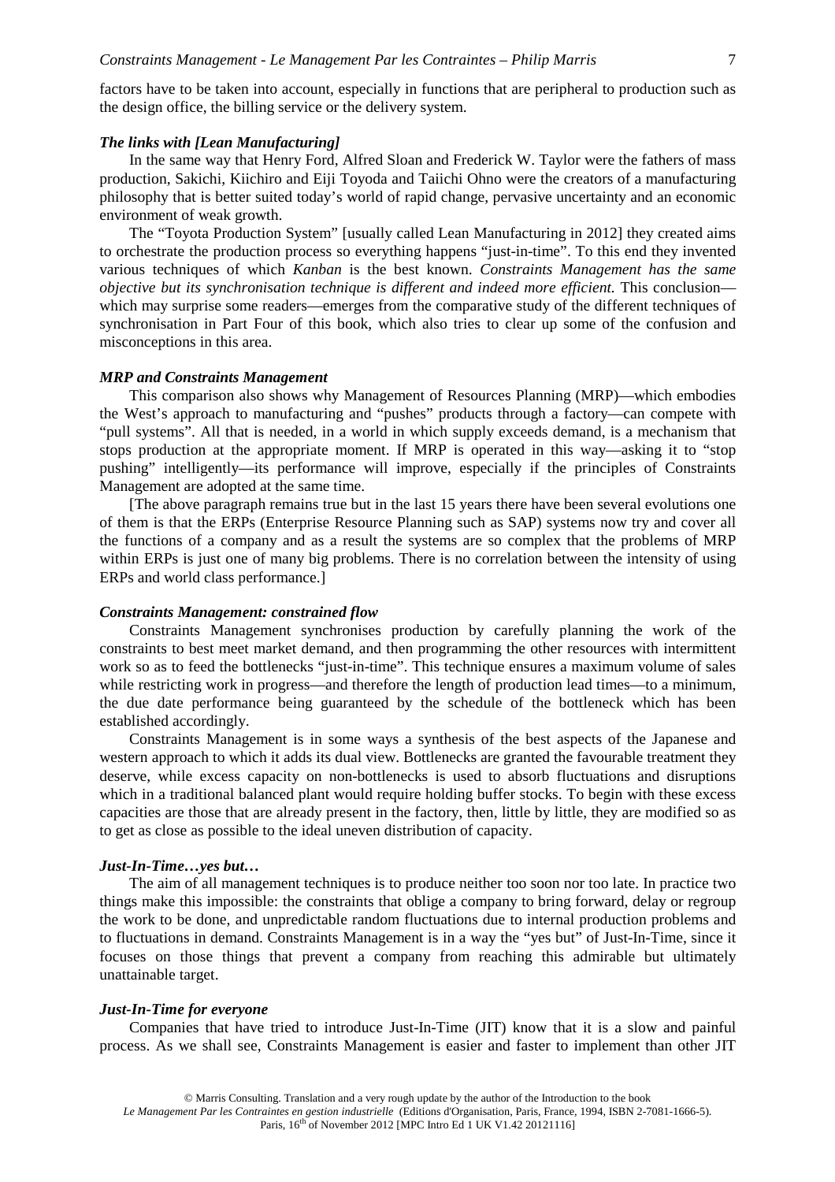factors have to be taken into account, especially in functions that are peripheral to production such as the design office, the billing service or the delivery system.

### *The links with [Lean Manufacturing]*

In the same way that Henry Ford, Alfred Sloan and Frederick W. Taylor were the fathers of mass production, Sakichi, Kiichiro and Eiji Toyoda and Taiichi Ohno were the creators of a manufacturing philosophy that is better suited today's world of rapid change, pervasive uncertainty and an economic environment of weak growth.

The "Toyota Production System" [usually called Lean Manufacturing in 2012] they created aims to orchestrate the production process so everything happens "just-in-time". To this end they invented various techniques of which *Kanban* is the best known. *Constraints Management has the same objective but its synchronisation technique is different and indeed more efficient.* This conclusion—which may surprise some readers—emerges from the comparative study of the different techniques of synchronisation in Part Four of this book, which also tries to clear up some of the confusion and misconceptions in this area.

### *MRP and Constraints Management*

This comparison also shows why Management of Resources Planning (MRP)—which embodies the West's approach to manufacturing and "pushes" products through a factory—can compete with "pull systems". All that is needed, in a world in which supply exceeds demand, is a mechanism that stops production at the appropriate moment. If MRP is operated in this way—asking it to "stop pushing" intelligently—its performance will improve, especially if the principles of Constraints Management are adopted at the same time.

[The above paragraph remains true but in the last 15 years there have been several evolutions one of them is that the ERPs (Enterprise Resource Planning such as SAP) systems now try and cover all the functions of a company and as a result the systems are so complex that the problems of MRP within ERPs is just one of many big problems. There is no correlation between the intensity of using ERPs and world class performance.]

### *Constraints Management: constrained flow*

Constraints Management synchronises production by carefully planning the work of the constraints to best meet market demand, and then programming the other resources with intermittent work so as to feed the bottlenecks "just-in-time". This technique ensures a maximum volume of sales while restricting work in progress—and therefore the length of production lead times—to a minimum, the due date performance being guaranteed by the schedule of the bottleneck which has been established accordingly.

Constraints Management is in some ways a synthesis of the best aspects of the Japanese and western approach to which it adds its dual view. Bottlenecks are granted the favourable treatment they deserve, while excess capacity on non-bottlenecks is used to absorb fluctuations and disruptions which in a traditional balanced plant would require holding buffer stocks. To begin with these excess capacities are those that are already present in the factory, then, little by little, they are modified so as to get as close as possible to the ideal uneven distribution of capacity.

### *Just-In-Time…yes but…*

The aim of all management techniques is to produce neither too soon nor too late. In practice two things make this impossible: the constraints that oblige a company to bring forward, delay or regroup the work to be done, and unpredictable random fluctuations due to internal production problems and to fluctuations in demand. Constraints Management is in a way the "yes but" of Just-In-Time, since it focuses on those things that prevent a company from reaching this admirable but ultimately unattainable target.

### *Just-In-Time for everyone*

Companies that have tried to introduce Just-In-Time (JIT) know that it is a slow and painful process. As we shall see, Constraints Management is easier and faster to implement than other JIT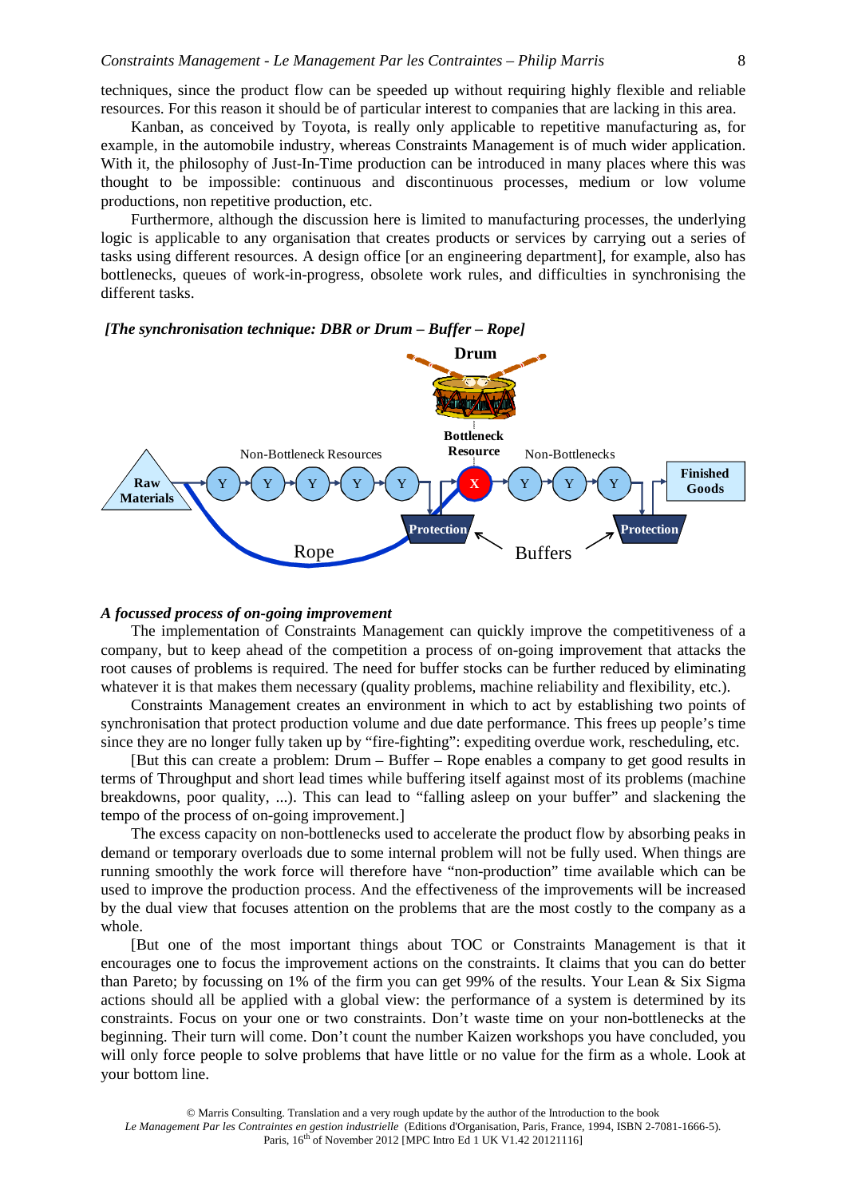techniques, since the product flow can be speeded up without requiring highly flexible and reliable resources. For this reason it should be of particular interest to companies that are lacking in this area.

Kanban, as conceived by Toyota, is really only applicable to repetitive manufacturing as, for example, in the automobile industry, whereas Constraints Management is of much wider application. With it, the philosophy of Just-In-Time production can be introduced in many places where this was thought to be impossible: continuous and discontinuous processes, medium or low volume productions, non repetitive production, etc.

Furthermore, although the discussion here is limited to manufacturing processes, the underlying logic is applicable to any organisation that creates products or services by carrying out a series of tasks using different resources. A design office [or an engineering department], for example, also has bottlenecks, queues of work-in-progress, obsolete work rules, and difficulties in synchronising the different tasks.

***[The synchronisation technique: DBR or Drum – Buffer – Rope]***

Drum

Bottleneck Resource

Non-Bottleneck Resources

Non-Bottlenecks

Raw Materials → Y → Y → Y → Y → Y → X → Y → Y → Y → Finished Goods

Protection

Protection

Rope

Buffers

***A focussed process of on-going improvement***

The implementation of Constraints Management can quickly improve the competitiveness of a company, but to keep ahead of the competition a process of on-going improvement that attacks the root causes of problems is required. The need for buffer stocks can be further reduced by eliminating whatever it is that makes them necessary (quality problems, machine reliability and flexibility, etc.).

Constraints Management creates an environment in which to act by establishing two points of synchronisation that protect production volume and due date performance. This frees up people's time since they are no longer fully taken up by "fire-fighting": expediting overdue work, rescheduling, etc.

[But this can create a problem: Drum – Buffer – Rope enables a company to get good results in terms of Throughput and short lead times while buffering itself against most of its problems (machine breakdowns, poor quality, ...). This can lead to "falling asleep on your buffer" and slackening the tempo of the process of on-going improvement.]

The excess capacity on non-bottlenecks used to accelerate the product flow by absorbing peaks in demand or temporary overloads due to some internal problem will not be fully used. When things are running smoothly the work force will therefore have "non-production" time available which can be used to improve the production process. And the effectiveness of the improvements will be increased by the dual view that focuses attention on the problems that are the most costly to the company as a whole.

[But one of the most important things about TOC or Constraints Management is that it encourages one to focus the improvement actions on the constraints. It claims that you can do better than Pareto; by focussing on 1% of the firm you can get 99% of the results. Your Lean & Six Sigma actions should all be applied with a global view: the performance of a system is determined by its constraints. Focus on your one or two constraints. Don't waste time on your non-bottlenecks at the beginning. Their turn will come. Don't count the number Kaizen workshops you have concluded, you will only force people to solve problems that have little or no value for the firm as a whole. Look at your bottom line.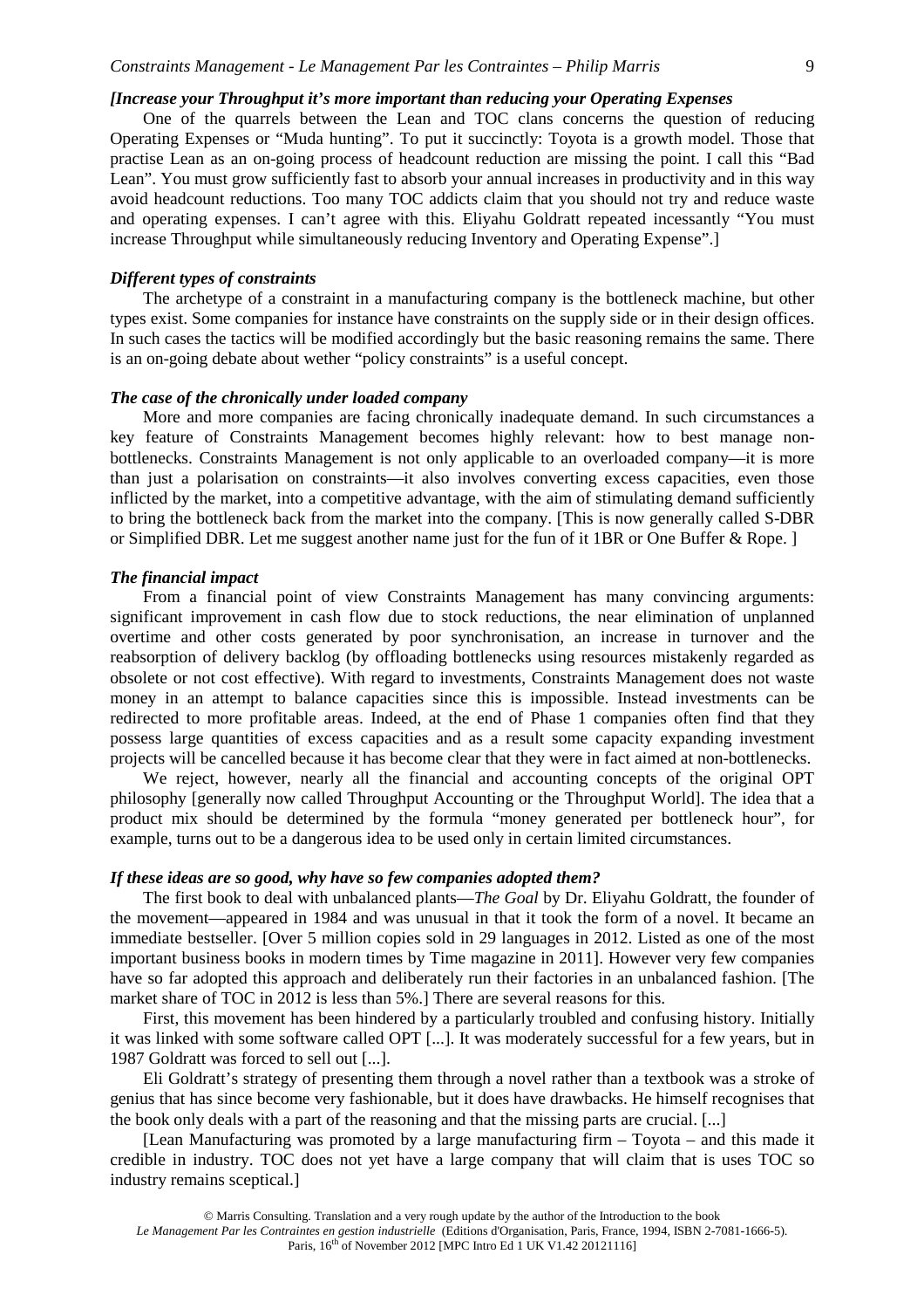*[Increase your Throughput it's more important than reducing your Operating Expenses*

One of the quarrels between the Lean and TOC clans concerns the question of reducing Operating Expenses or "Muda hunting". To put it succinctly: Toyota is a growth model. Those that practise Lean as an on-going process of headcount reduction are missing the point. I call this "Bad Lean". You must grow sufficiently fast to absorb your annual increases in productivity and in this way avoid headcount reductions. Too many TOC addicts claim that you should not try and reduce waste and operating expenses. I can't agree with this. Eliyahu Goldratt repeated incessantly "You must increase Throughput while simultaneously reducing Inventory and Operating Expense".]

### *Different types of constraints*

The archetype of a constraint in a manufacturing company is the bottleneck machine, but other types exist. Some companies for instance have constraints on the supply side or in their design offices. In such cases the tactics will be modified accordingly but the basic reasoning remains the same. There is an on-going debate about wether "policy constraints" is a useful concept.

### *The case of the chronically under loaded company*

More and more companies are facing chronically inadequate demand. In such circumstances a key feature of Constraints Management becomes highly relevant: how to best manage non-bottlenecks. Constraints Management is not only applicable to an overloaded company—it is more than just a polarisation on constraints—it also involves converting excess capacities, even those inflicted by the market, into a competitive advantage, with the aim of stimulating demand sufficiently to bring the bottleneck back from the market into the company. [This is now generally called S-DBR or Simplified DBR. Let me suggest another name just for the fun of it 1BR or One Buffer & Rope. ]

### *The financial impact*

From a financial point of view Constraints Management has many convincing arguments: significant improvement in cash flow due to stock reductions, the near elimination of unplanned overtime and other costs generated by poor synchronisation, an increase in turnover and the reabsorption of delivery backlog (by offloading bottlenecks using resources mistakenly regarded as obsolete or not cost effective). With regard to investments, Constraints Management does not waste money in an attempt to balance capacities since this is impossible. Instead investments can be redirected to more profitable areas. Indeed, at the end of Phase 1 companies often find that they possess large quantities of excess capacities and as a result some capacity expanding investment projects will be cancelled because it has become clear that they were in fact aimed at non-bottlenecks.

We reject, however, nearly all the financial and accounting concepts of the original OPT philosophy [generally now called Throughput Accounting or the Throughput World]. The idea that a product mix should be determined by the formula "money generated per bottleneck hour", for example, turns out to be a dangerous idea to be used only in certain limited circumstances.

### *If these ideas are so good, why have so few companies adopted them?*

The first book to deal with unbalanced plants—*The Goal* by Dr. Eliyahu Goldratt, the founder of the movement—appeared in 1984 and was unusual in that it took the form of a novel. It became an immediate bestseller. [Over 5 million copies sold in 29 languages in 2012. Listed as one of the most important business books in modern times by Time magazine in 2011]. However very few companies have so far adopted this approach and deliberately run their factories in an unbalanced fashion. [The market share of TOC in 2012 is less than 5%.] There are several reasons for this.

First, this movement has been hindered by a particularly troubled and confusing history. Initially it was linked with some software called OPT [...]. It was moderately successful for a few years, but in 1987 Goldratt was forced to sell out [...].

Eli Goldratt's strategy of presenting them through a novel rather than a textbook was a stroke of genius that has since become very fashionable, but it does have drawbacks. He himself recognises that the book only deals with a part of the reasoning and that the missing parts are crucial. [...]

[Lean Manufacturing was promoted by a large manufacturing firm – Toyota – and this made it credible in industry. TOC does not yet have a large company that will claim that is uses TOC so industry remains sceptical.]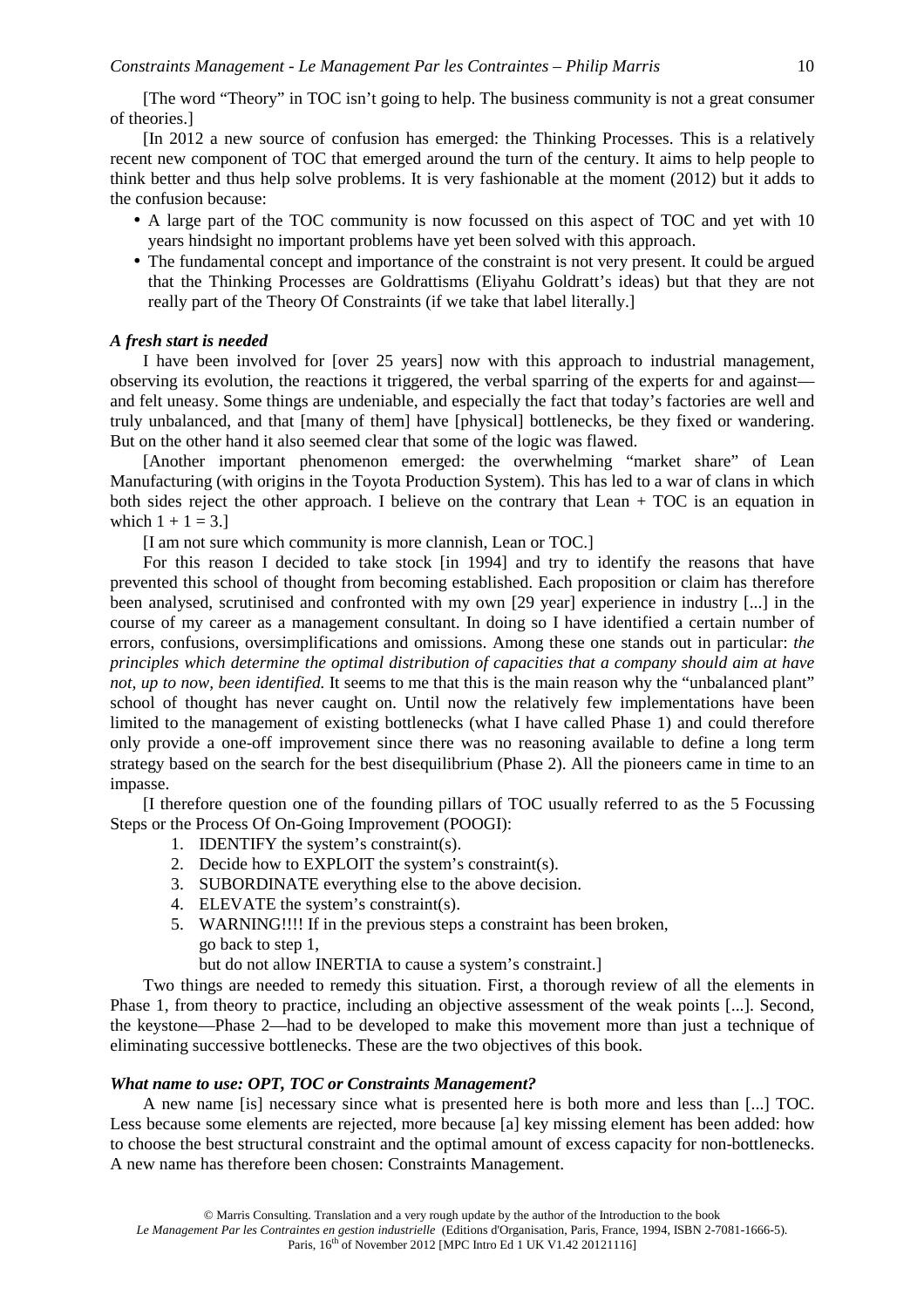[The word "Theory" in TOC isn't going to help. The business community is not a great consumer of theories.]

[In 2012 a new source of confusion has emerged: the Thinking Processes. This is a relatively recent new component of TOC that emerged around the turn of the century. It aims to help people to think better and thus help solve problems. It is very fashionable at the moment (2012) but it adds to the confusion because:

- A large part of the TOC community is now focussed on this aspect of TOC and yet with 10 years hindsight no important problems have yet been solved with this approach.
- The fundamental concept and importance of the constraint is not very present. It could be argued that the Thinking Processes are Goldrattisms (Eliyahu Goldratt's ideas) but that they are not really part of the Theory Of Constraints (if we take that label literally.]

***A fresh start is needed***

I have been involved for [over 25 years] now with this approach to industrial management, observing its evolution, the reactions it triggered, the verbal sparring of the experts for and against—and felt uneasy. Some things are undeniable, and especially the fact that today's factories are well and truly unbalanced, and that [many of them] have [physical] bottlenecks, be they fixed or wandering. But on the other hand it also seemed clear that some of the logic was flawed.

[Another important phenomenon emerged: the overwhelming "market share" of Lean Manufacturing (with origins in the Toyota Production System). This has led to a war of clans in which both sides reject the other approach. I believe on the contrary that Lean + TOC is an equation in which 1 + 1 = 3.]

[I am not sure which community is more clannish, Lean or TOC.]

For this reason I decided to take stock [in 1994] and try to identify the reasons that have prevented this school of thought from becoming established. Each proposition or claim has therefore been analysed, scrutinised and confronted with my own [29 year] experience in industry [...] in the course of my career as a management consultant. In doing so I have identified a certain number of errors, confusions, oversimplifications and omissions. Among these one stands out in particular: *the principles which determine the optimal distribution of capacities that a company should aim at have not, up to now, been identified.* It seems to me that this is the main reason why the "unbalanced plant" school of thought has never caught on. Until now the relatively few implementations have been limited to the management of existing bottlenecks (what I have called Phase 1) and could therefore only provide a one-off improvement since there was no reasoning available to define a long term strategy based on the search for the best disequilibrium (Phase 2). All the pioneers came in time to an impasse.

[I therefore question one of the founding pillars of TOC usually referred to as the 5 Focussing Steps or the Process Of On-Going Improvement (POOGI):

1. IDENTIFY the system's constraint(s).
2. Decide how to EXPLOIT the system's constraint(s).
3. SUBORDINATE everything else to the above decision.
4. ELEVATE the system's constraint(s).
5. WARNING!!!! If in the previous steps a constraint has been broken,
   go back to step 1,
   but do not allow INERTIA to cause a system's constraint.]

Two things are needed to remedy this situation. First, a thorough review of all the elements in Phase 1, from theory to practice, including an objective assessment of the weak points [...]. Second, the keystone—Phase 2—had to be developed to make this movement more than just a technique of eliminating successive bottlenecks. These are the two objectives of this book.

***What name to use: OPT, TOC or Constraints Management?***

A new name [is] necessary since what is presented here is both more and less than [...] TOC. Less because some elements are rejected, more because [a] key missing element has been added: how to choose the best structural constraint and the optimal amount of excess capacity for non-bottlenecks. A new name has therefore been chosen: Constraints Management.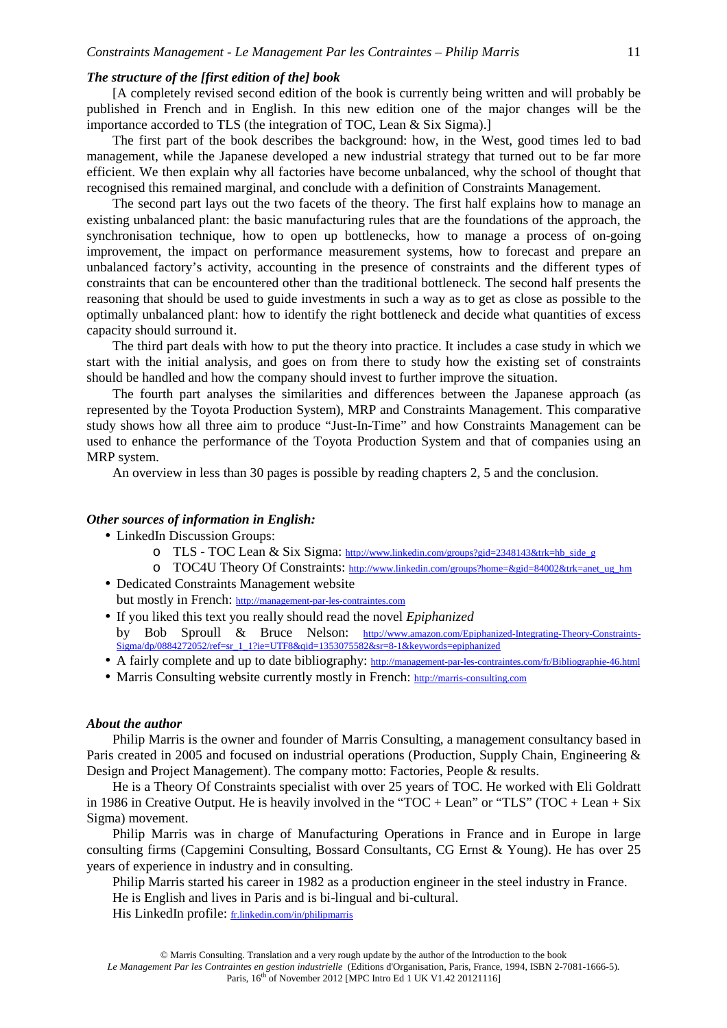### *The structure of the [first edition of the] book*

[A completely revised second edition of the book is currently being written and will probably be published in French and in English. In this new edition one of the major changes will be the importance accorded to TLS (the integration of TOC, Lean & Six Sigma).]

The first part of the book describes the background: how, in the West, good times led to bad management, while the Japanese developed a new industrial strategy that turned out to be far more efficient. We then explain why all factories have become unbalanced, why the school of thought that recognised this remained marginal, and conclude with a definition of Constraints Management.

The second part lays out the two facets of the theory. The first half explains how to manage an existing unbalanced plant: the basic manufacturing rules that are the foundations of the approach, the synchronisation technique, how to open up bottlenecks, how to manage a process of on-going improvement, the impact on performance measurement systems, how to forecast and prepare an unbalanced factory's activity, accounting in the presence of constraints and the different types of constraints that can be encountered other than the traditional bottleneck. The second half presents the reasoning that should be used to guide investments in such a way as to get as close as possible to the optimally unbalanced plant: how to identify the right bottleneck and decide what quantities of excess capacity should surround it.

The third part deals with how to put the theory into practice. It includes a case study in which we start with the initial analysis, and goes on from there to study how the existing set of constraints should be handled and how the company should invest to further improve the situation.

The fourth part analyses the similarities and differences between the Japanese approach (as represented by the Toyota Production System), MRP and Constraints Management. This comparative study shows how all three aim to produce "Just-In-Time" and how Constraints Management can be used to enhance the performance of the Toyota Production System and that of companies using an MRP system.

An overview in less than 30 pages is possible by reading chapters 2, 5 and the conclusion.

### *Other sources of information in English:*

- LinkedIn Discussion Groups:
    - TLS - TOC Lean & Six Sigma: http://www.linkedin.com/groups?gid=2348143&trk=hb_side_g
    - TOC4U Theory Of Constraints: http://www.linkedin.com/groups?home=&gid=84002&trk=anet_ug_hm
- Dedicated Constraints Management website but mostly in French: http://management-par-les-contraintes.com
- If you liked this text you really should read the novel *Epiphanized* by Bob Sproull & Bruce Nelson: http://www.amazon.com/Epiphanized-Integrating-Theory-Constraints-Sigma/dp/0884272052/ref=sr_1_1?ie=UTF8&qid=1353075582&sr=8-1&keywords=epiphanized
- A fairly complete and up to date bibliography: http://management-par-les-contraintes.com/fr/Bibliographie-46.html
- Marris Consulting website currently mostly in French: http://marris-consulting.com

### *About the author*

Philip Marris is the owner and founder of Marris Consulting, a management consultancy based in Paris created in 2005 and focused on industrial operations (Production, Supply Chain, Engineering & Design and Project Management). The company motto: Factories, People & results.

He is a Theory Of Constraints specialist with over 25 years of TOC. He worked with Eli Goldratt in 1986 in Creative Output. He is heavily involved in the "TOC + Lean" or "TLS" (TOC + Lean + Six Sigma) movement.

Philip Marris was in charge of Manufacturing Operations in France and in Europe in large consulting firms (Capgemini Consulting, Bossard Consultants, CG Ernst & Young). He has over 25 years of experience in industry and in consulting.

Philip Marris started his career in 1982 as a production engineer in the steel industry in France.

He is English and lives in Paris and is bi-lingual and bi-cultural.

His LinkedIn profile: fr.linkedin.com/in/philipmarris

© Marris Consulting. Translation and a very rough update by the author of the Introduction to the book *Le Management Par les Contraintes en gestion industrielle* (Editions d'Organisation, Paris, France, 1994, ISBN 2-7081-1666-5). Paris, 16th of November 2012 [MPC Intro Ed 1 UK V1.42 20121116]